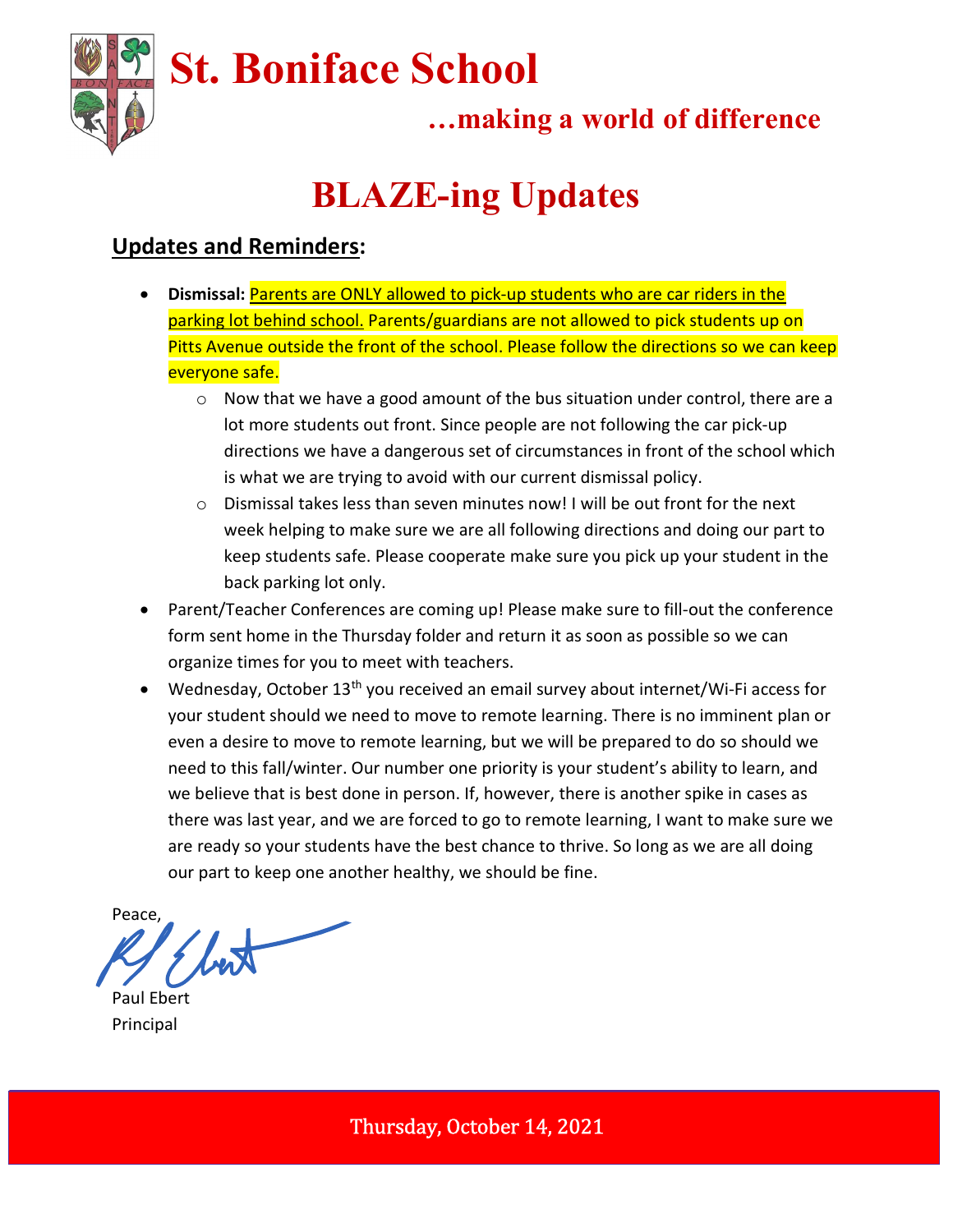# St. Boniface School

**…making a world of difference**

# BLAZE-ing Updates

## Updates and Reminders:

- **Dismissal:** Parents are ONLY allowed to pick-up students who are car riders in the parking lot behind school. Parents/guardians are not allowed to pick students up on Pitts Avenue outside the front of the school. Please follow the directions so we can keep everyone safe.
  - Now that we have a good amount of the bus situation under control, there are a lot more students out front. Since people are not following the car pick-up directions we have a dangerous set of circumstances in front of the school which is what we are trying to avoid with our current dismissal policy.
  - Dismissal takes less than seven minutes now! I will be out front for the next week helping to make sure we are all following directions and doing our part to keep students safe. Please cooperate make sure you pick up your student in the back parking lot only.
- Parent/Teacher Conferences are coming up! Please make sure to fill-out the conference form sent home in the Thursday folder and return it as soon as possible so we can organize times for you to meet with teachers.
- Wednesday, October 13th you received an email survey about internet/Wi-Fi access for your student should we need to move to remote learning. There is no imminent plan or even a desire to move to remote learning, but we will be prepared to do so should we need to this fall/winter. Our number one priority is your student's ability to learn, and we believe that is best done in person. If, however, there is another spike in cases as there was last year, and we are forced to go to remote learning, I want to make sure we are ready so your students have the best chance to thrive. So long as we are all doing our part to keep one another healthy, we should be fine.

Peace,

Paul Ebert
Principal

Thursday, October 14, 2021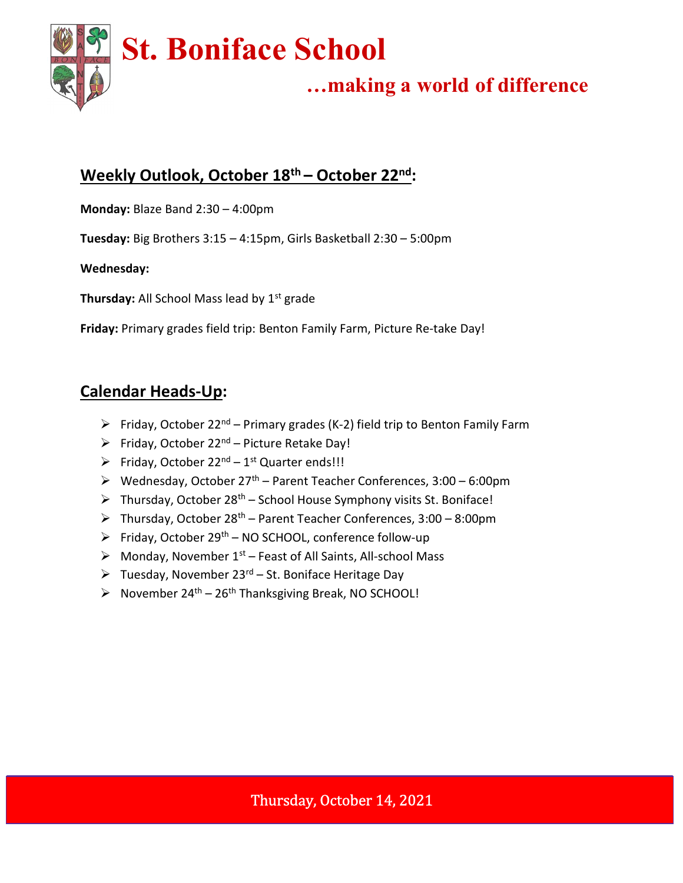# St. Boniface School

## …making a world of difference

## Weekly Outlook, October 18th – October 22nd:

**Monday:** Blaze Band 2:30 – 4:00pm

**Tuesday:** Big Brothers 3:15 – 4:15pm, Girls Basketball 2:30 – 5:00pm

**Wednesday:**

**Thursday:** All School Mass lead by 1st grade

**Friday:** Primary grades field trip: Benton Family Farm, Picture Re-take Day!

## Calendar Heads-Up:

- Friday, October 22nd – Primary grades (K-2) field trip to Benton Family Farm
- Friday, October 22nd – Picture Retake Day!
- Friday, October 22nd – 1st Quarter ends!!!
- Wednesday, October 27th – Parent Teacher Conferences, 3:00 – 6:00pm
- Thursday, October 28th – School House Symphony visits St. Boniface!
- Thursday, October 28th – Parent Teacher Conferences, 3:00 – 8:00pm
- Friday, October 29th – NO SCHOOL, conference follow-up
- Monday, November 1st – Feast of All Saints, All-school Mass
- Tuesday, November 23rd – St. Boniface Heritage Day
- November 24th – 26th Thanksgiving Break, NO SCHOOL!

Thursday, October 14, 2021